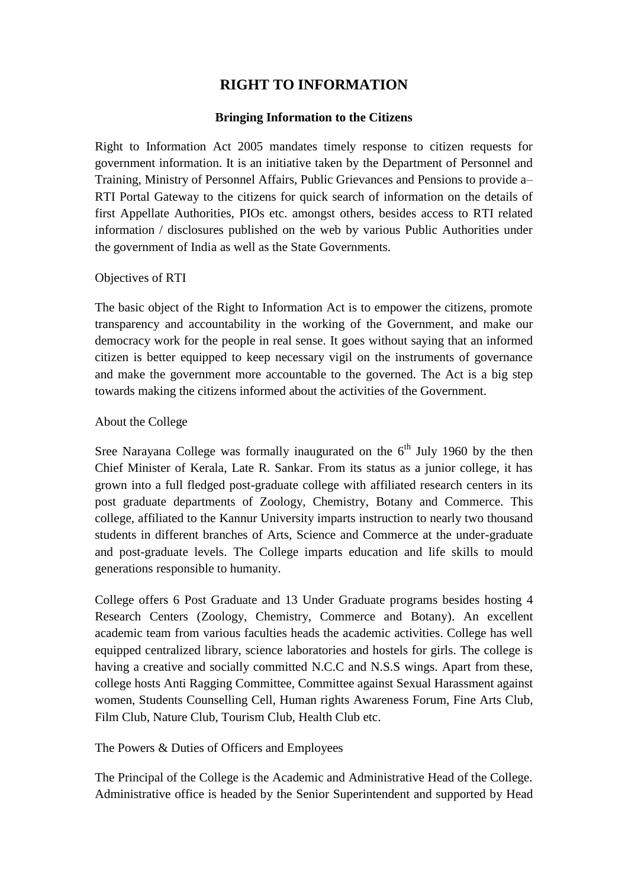# RIGHT TO INFORMATION

### Bringing Information to the Citizens

Right to Information Act 2005 mandates timely response to citizen requests for government information. It is an initiative taken by the Department of Personnel and Training, Ministry of Personnel Affairs, Public Grievances and Pensions to provide a– RTI Portal Gateway to the citizens for quick search of information on the details of first Appellate Authorities, PIOs etc. amongst others, besides access to RTI related information / disclosures published on the web by various Public Authorities under the government of India as well as the State Governments.

Objectives of RTI

The basic object of the Right to Information Act is to empower the citizens, promote transparency and accountability in the working of the Government, and make our democracy work for the people in real sense. It goes without saying that an informed citizen is better equipped to keep necessary vigil on the instruments of governance and make the government more accountable to the governed. The Act is a big step towards making the citizens informed about the activities of the Government.

About the College

Sree Narayana College was formally inaugurated on the 6th July 1960 by the then Chief Minister of Kerala, Late R. Sankar. From its status as a junior college, it has grown into a full fledged post-graduate college with affiliated research centers in its post graduate departments of Zoology, Chemistry, Botany and Commerce. This college, affiliated to the Kannur University imparts instruction to nearly two thousand students in different branches of Arts, Science and Commerce at the under-graduate and post-graduate levels. The College imparts education and life skills to mould generations responsible to humanity.

College offers 6 Post Graduate and 13 Under Graduate programs besides hosting 4 Research Centers (Zoology, Chemistry, Commerce and Botany). An excellent academic team from various faculties heads the academic activities. College has well equipped centralized library, science laboratories and hostels for girls. The college is having a creative and socially committed N.C.C and N.S.S wings. Apart from these, college hosts Anti Ragging Committee, Committee against Sexual Harassment against women, Students Counselling Cell, Human rights Awareness Forum, Fine Arts Club, Film Club, Nature Club, Tourism Club, Health Club etc.

The Powers & Duties of Officers and Employees

The Principal of the College is the Academic and Administrative Head of the College. Administrative office is headed by the Senior Superintendent and supported by Head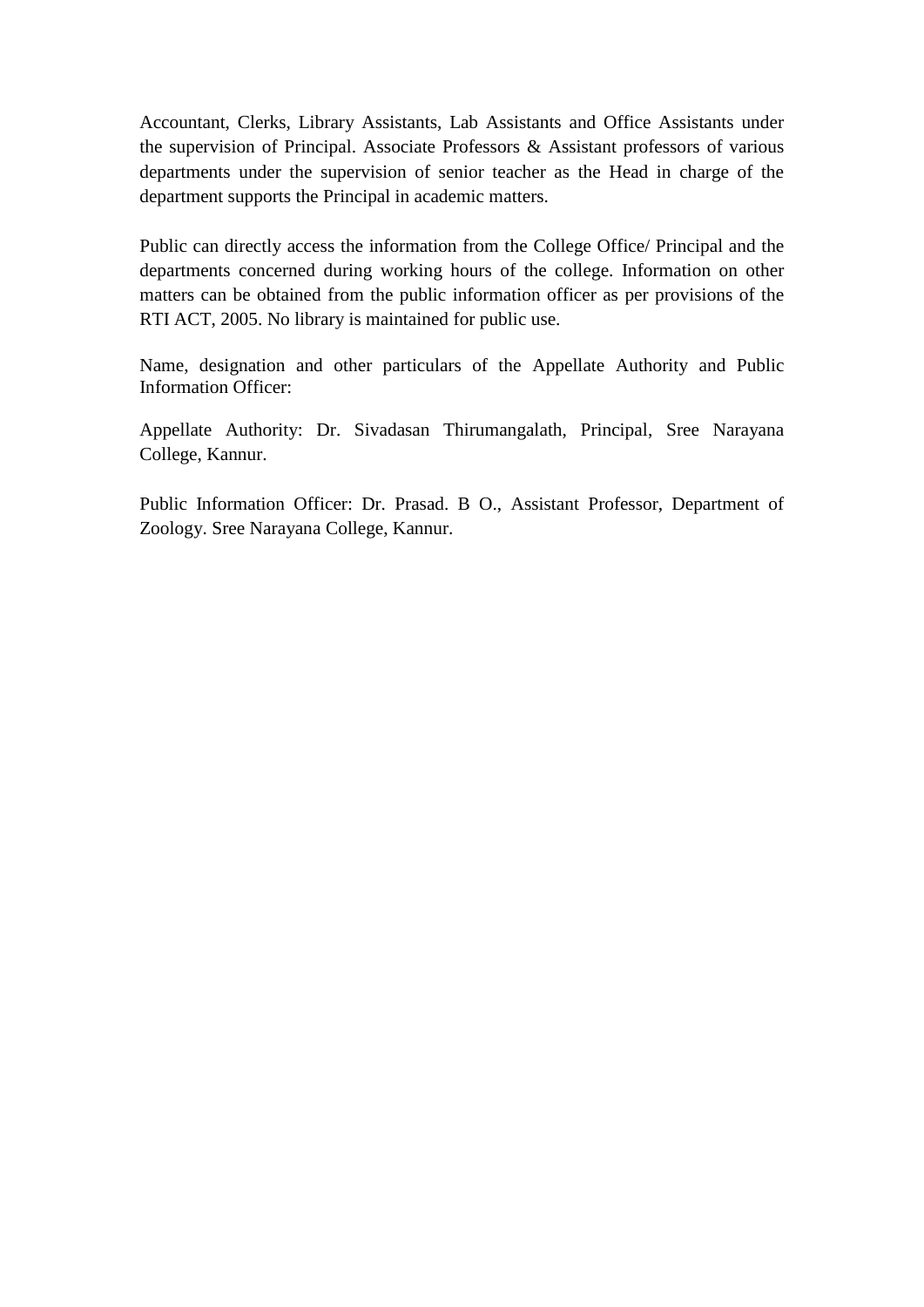Accountant, Clerks, Library Assistants, Lab Assistants and Office Assistants under the supervision of Principal. Associate Professors & Assistant professors of various departments under the supervision of senior teacher as the Head in charge of the department supports the Principal in academic matters.

Public can directly access the information from the College Office/ Principal and the departments concerned during working hours of the college. Information on other matters can be obtained from the public information officer as per provisions of the RTI ACT, 2005. No library is maintained for public use.

Name, designation and other particulars of the Appellate Authority and Public Information Officer:

Appellate Authority: Dr. Sivadasan Thirumangalath, Principal, Sree Narayana College, Kannur.

Public Information Officer: Dr. Prasad. B O., Assistant Professor, Department of Zoology. Sree Narayana College, Kannur.